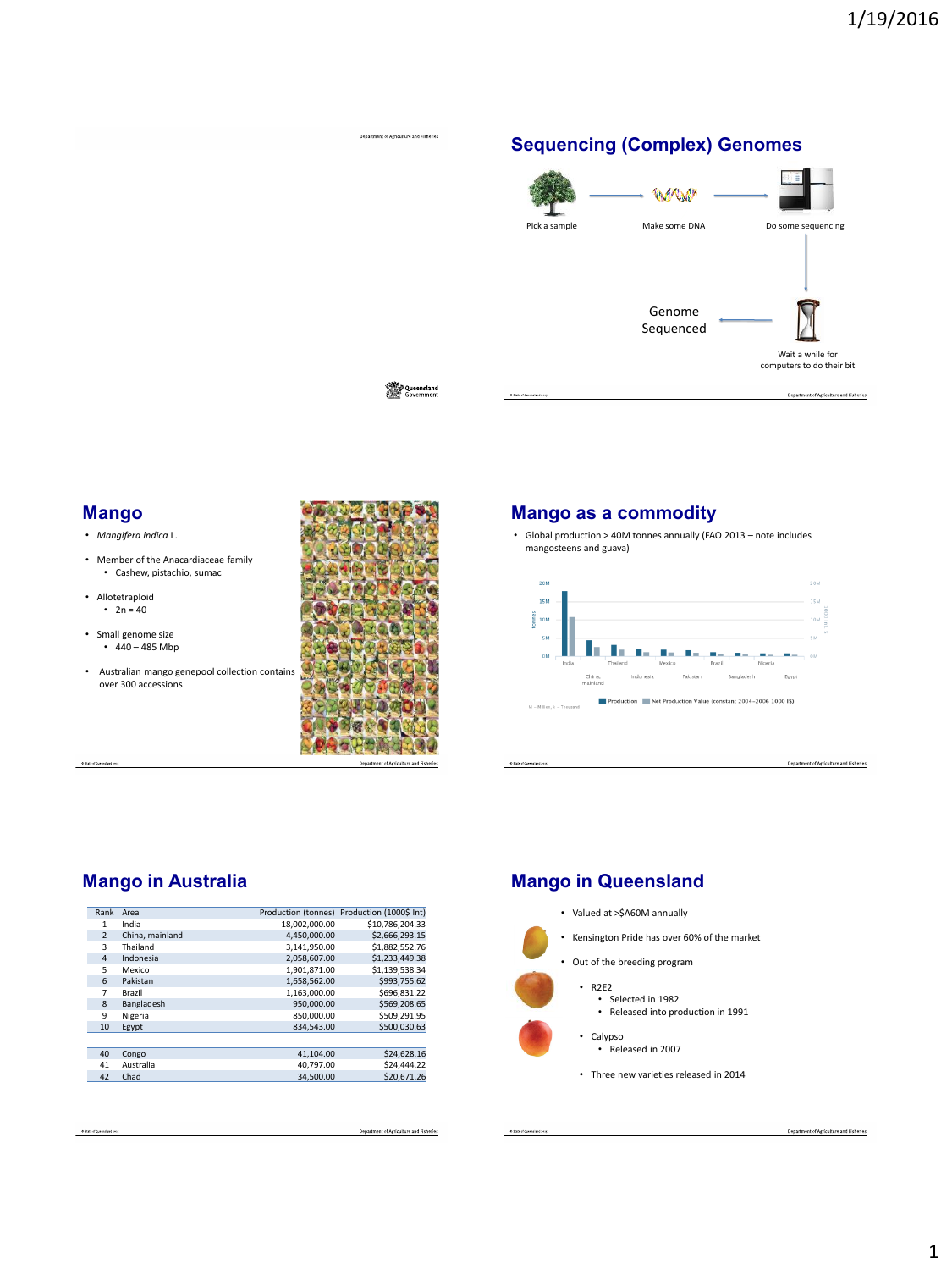## Sequencing (Complex) Genomes

Pick a sample → Make some DNA → Do some sequencing → Wait a while for computers to do their bit → Genome Sequenced

## Mango

- *Mangifera indica* L.
- Member of the Anacardiaceae family
  - Cashew, pistachio, sumac
- Allotetraploid
  - 2n = 40
- Small genome size
  - 440 – 485 Mbp
- Australian mango genepool collection contains over 300 accessions

## Mango as a commodity

- Global production > 40M tonnes annually (FAO 2013 – note includes mangosteens and guava)

## Mango in Australia

| Rank | Area | Production (tonnes) | Production (1000$ Int) |
|---|---|---|---|
| 1 | India | 18,002,000.00 | $10,786,204.33 |
| 2 | China, mainland | 4,450,000.00 | $2,666,293.15 |
| 3 | Thailand | 3,141,950.00 | $1,882,552.76 |
| 4 | Indonesia | 2,058,607.00 | $1,233,449.38 |
| 5 | Mexico | 1,901,871.00 | $1,139,538.34 |
| 6 | Pakistan | 1,658,562.00 | $993,755.62 |
| 7 | Brazil | 1,163,000.00 | $696,831.22 |
| 8 | Bangladesh | 950,000.00 | $569,208.65 |
| 9 | Nigeria | 850,000.00 | $509,291.95 |
| 10 | Egypt | 834,543.00 | $500,030.63 |
| | | | |
| 40 | Congo | 41,104.00 | $24,628.16 |
| 41 | Australia | 40,797.00 | $24,444.22 |
| 42 | Chad | 34,500.00 | $20,671.26 |

## Mango in Queensland

- Valued at >$A60M annually
- Kensington Pride has over 60% of the market
- Out of the breeding program
  - R2E2
    - Selected in 1982
    - Released into production in 1991
  - Calypso
    - Released in 2007
  - Three new varieties released in 2014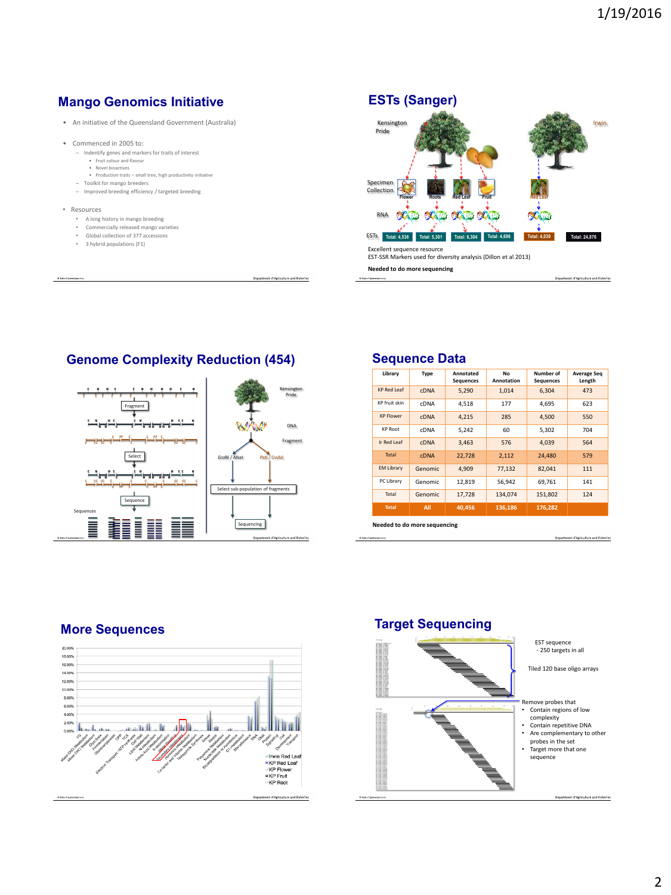## Mango Genomics Initiative

- An initiative of the Queensland Government (Australia)
- Commenced in 2005 to:
  - Indentify genes and markers for traits of interest
    - Fruit colour and flavour
    - Novel bioactives
    - Production traits – small tree, high productivity initiative
  - Toolkit for mango breeders
  - Improved breeding efficiency / targeted breeding
- Resources
  - A long history in mango breeding
  - Commercially released mango varieties
  - Global collection of 377 accessions
  - 3 hybrid populations (F1)

## ESTs (Sanger)

Kensington Pride

Irwin

Specimen Collection: Flower, Roots, Red Leaf, Fruit, Red Leaf

RNA

ESTs: Total: 4,536 | Total: 5,301 | Total: 6,304 | Total: 4,696 | Total: 4,039 | Total: 24,876

Excellent sequence resource

EST-SSR Markers used for diversity analysis (Dillon et al 2013)

**Needed to do more sequencing**

## Genome Complexity Reduction (454)

Fragment

Select

Sequence

Sequences

Kensington Pride

DNA

Fragment

EcoRI / MseI

PstI / CviAII

Select sub-population of fragments

Sequencing

## Sequence Data

| Library | Type | Annotated Sequences | No Annotation | Number of Sequences | Average Seq Length |
|---|---|---|---|---|---|
| KP Red Leaf | cDNA | 5,290 | 1,014 | 6,304 | 473 |
| KP fruit skin | cDNA | 4,518 | 177 | 4,695 | 623 |
| KP Flower | cDNA | 4,215 | 285 | 4,500 | 550 |
| KP Root | cDNA | 5,242 | 60 | 5,302 | 704 |
| Ir Red Leaf | cDNA | 3,463 | 576 | 4,039 | 564 |
| Total | cDNA | 22,728 | 2,112 | 24,480 | 579 |
| EM Library | Genomic | 4,909 | 77,132 | 82,041 | 111 |
| PC Library | Genomic | 12,819 | 56,942 | 69,761 | 141 |
| Total | Genomic | 17,728 | 134,074 | 151,802 | 124 |
| **Total** | **All** | **40,456** | **136,186** | **176,282** | |

**Needed to do more sequencing**

## More Sequences

Irwin Red Leaf

KP Red Leaf

KP Flower

KP Fruit

KP Root

## Target Sequencing

EST sequence
- 250 targets in all

Tiled 120 base oligo arrays

Remove probes that
- Contain regions of low complexity
- Contain repetitive DNA
- Are complementary to other probes in the set
- Target more that one sequence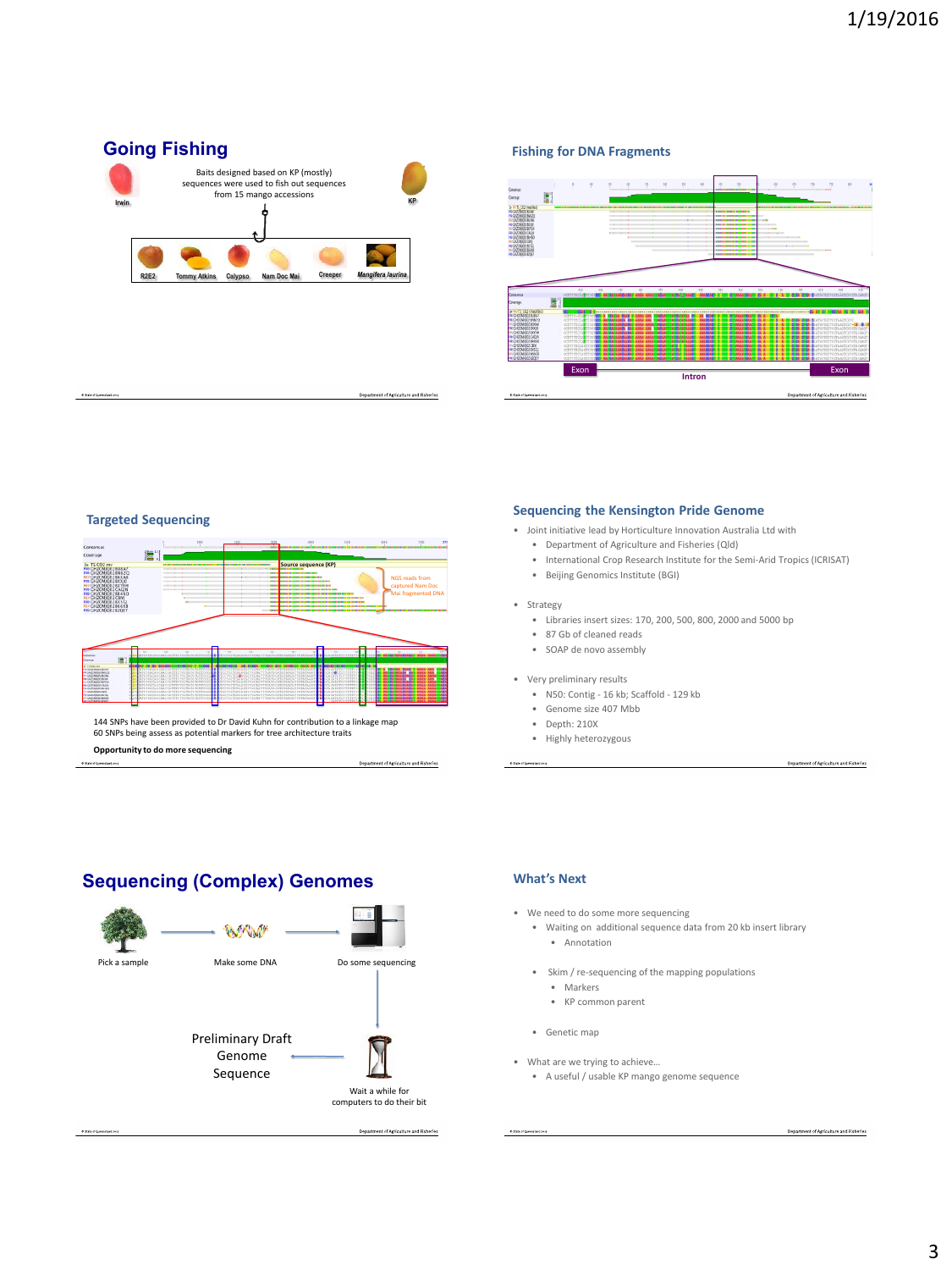## Going Fishing

Baits designed based on KP (mostly) sequences were used to fish out sequences from 15 mango accessions

Irwin

KP

R2E2 | Tommy Atkins | Calypso | Nam Doc Mai | Creeper | *Mangifera laurina*

## Fishing for DNA Fragments

Exon

Intron

Exon

## Targeted Sequencing

Source sequence (KP)

NGS reads from captured Nam Doc Mai fragmented DNA

144 SNPs have been provided to Dr David Kuhn for contribution to a linkage map
60 SNPs being assess as potential markers for tree architecture traits

**Opportunity to do more sequencing**

## Sequencing the Kensington Pride Genome

- Joint initiative lead by Horticulture Innovation Australia Ltd with
  - Department of Agriculture and Fisheries (Qld)
  - International Crop Research Institute for the Semi-Arid Tropics (ICRISAT)
  - Beijing Genomics Institute (BGI)
- Strategy
  - Libraries insert sizes: 170, 200, 500, 800, 2000 and 5000 bp
  - 87 Gb of cleaned reads
  - SOAP de novo assembly
- Very preliminary results
  - N50: Contig - 16 kb; Scaffold - 129 kb
  - Genome size 407 Mbb
  - Depth: 210X
  - Highly heterozygous

## Sequencing (Complex) Genomes

Pick a sample → Make some DNA → Do some sequencing → Wait a while for computers to do their bit → Preliminary Draft Genome Sequence

## What's Next

- We need to do some more sequencing
  - Waiting on additional sequence data from 20 kb insert library
    - Annotation
  - Skim / re-sequencing of the mapping populations
    - Markers
    - KP common parent
  - Genetic map
- What are we trying to achieve…
  - A useful / usable KP mango genome sequence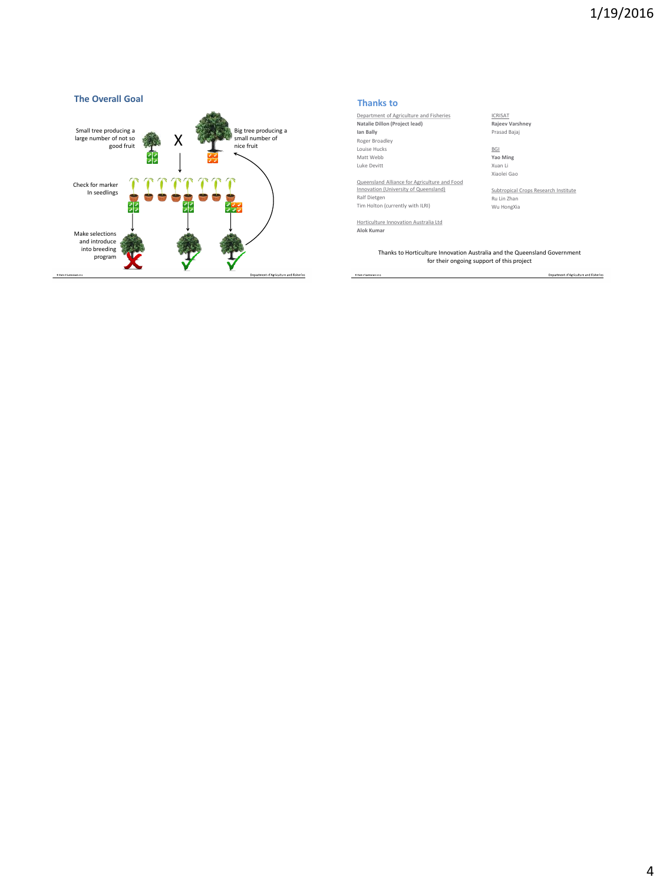## The Overall Goal

Small tree producing a large number of not so good fruit

X

Big tree producing a small number of nice fruit

Check for marker In seedlings

Make selections and introduce into breeding program

## Thanks to

Department of Agriculture and Fisheries
**Natalie Dillon (Project lead)**
**Ian Bally**
Roger Broadley
Louise Hucks
Matt Webb
Luke Devitt

Queensland Alliance for Agriculture and Food Innovation (University of Queensland)
Ralf Dietgen
Tim Holton (currently with ILRI)

Horticulture Innovation Australia Ltd
**Alok Kumar**

ICRISAT
**Rajeev Varshney**
Prasad Bajaj

BGI
**Yao Ming**
Xuan Li
Xiaolei Gao

Subtropical Crops Research Institute
Ru Lin Zhan
Wu HongXia

Thanks to Horticulture Innovation Australia and the Queensland Government for their ongoing support of this project